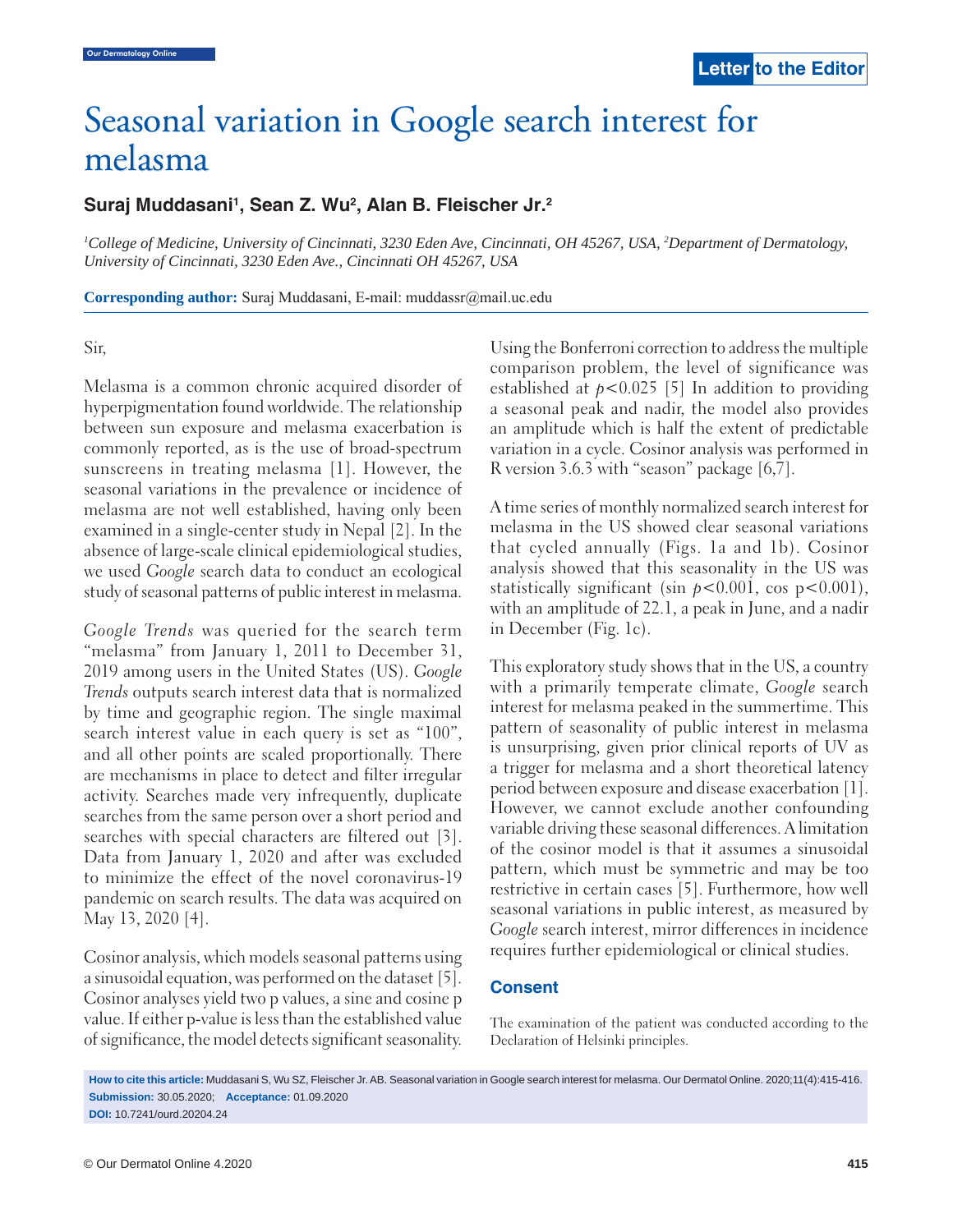Letter to the Editor

# Seasonal variation in Google search interest for melasma

**Suraj Muddasani[1], Sean Z. Wu[2], Alan B. Fleischer Jr.[2]**

*[1]College of Medicine, University of Cincinnati, 3230 Eden Ave, Cincinnati, OH 45267, USA, [2]Department of Dermatology, University of Cincinnati, 3230 Eden Ave., Cincinnati OH 45267, USA*

**Corresponding author:** Suraj Muddasani, E-mail: muddassr@mail.uc.edu

Sir,

Melasma is a common chronic acquired disorder of hyperpigmentation found worldwide. The relationship between sun exposure and melasma exacerbation is commonly reported, as is the use of broad-spectrum sunscreens in treating melasma [1]. However, the seasonal variations in the prevalence or incidence of melasma are not well established, having only been examined in a single-center study in Nepal [2]. In the absence of large-scale clinical epidemiological studies, we used *Google* search data to conduct an ecological study of seasonal patterns of public interest in melasma.

*Google Trends* was queried for the search term "melasma" from January 1, 2011 to December 31, 2019 among users in the United States (US). *Google Trends* outputs search interest data that is normalized by time and geographic region. The single maximal search interest value in each query is set as "100", and all other points are scaled proportionally. There are mechanisms in place to detect and filter irregular activity. Searches made very infrequently, duplicate searches from the same person over a short period and searches with special characters are filtered out [3]. Data from January 1, 2020 and after was excluded to minimize the effect of the novel coronavirus-19 pandemic on search results. The data was acquired on May 13, 2020 [4].

Cosinor analysis, which models seasonal patterns using a sinusoidal equation, was performed on the dataset [5]. Cosinor analyses yield two p values, a sine and cosine p value. If either p-value is less than the established value of significance, the model detects significant seasonality. Using the Bonferroni correction to address the multiple comparison problem, the level of significance was established at $p<0.025$ [5] In addition to providing a seasonal peak and nadir, the model also provides an amplitude which is half the extent of predictable variation in a cycle. Cosinor analysis was performed in R version 3.6.3 with "season" package [6,7].

A time series of monthly normalized search interest for melasma in the US showed clear seasonal variations that cycled annually (Figs. 1a and 1b). Cosinor analysis showed that this seasonality in the US was statistically significant (sin $p<0.001$, cos $p<0.001$), with an amplitude of 22.1, a peak in June, and a nadir in December (Fig. 1c).

This exploratory study shows that in the US, a country with a primarily temperate climate, *Google* search interest for melasma peaked in the summertime. This pattern of seasonality of public interest in melasma is unsurprising, given prior clinical reports of UV as a trigger for melasma and a short theoretical latency period between exposure and disease exacerbation [1]. However, we cannot exclude another confounding variable driving these seasonal differences. A limitation of the cosinor model is that it assumes a sinusoidal pattern, which must be symmetric and may be too restrictive in certain cases [5]. Furthermore, how well seasonal variations in public interest, as measured by *Google* search interest, mirror differences in incidence requires further epidemiological or clinical studies.

## Consent

The examination of the patient was conducted according to the Declaration of Helsinki principles.

**How to cite this article:** Muddasani S, Wu SZ, Fleischer Jr. AB. Seasonal variation in Google search interest for melasma. Our Dermatol Online. 2020;11(4):415-416.
**Submission:** 30.05.2020; **Acceptance:** 01.09.2020
**DOI:** 10.7241/ourd.20204.24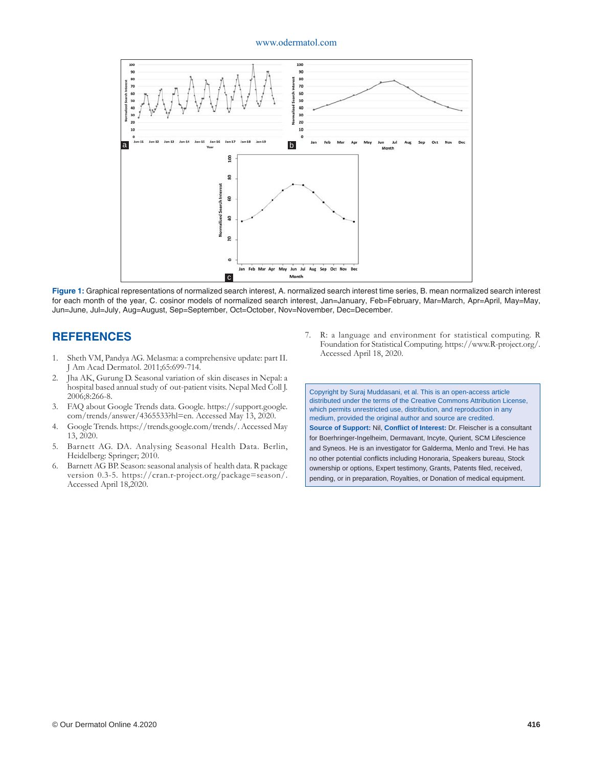a

Normalized Search Interest

100
90
80
70
60
50
40
30
20
10
0

Jan-11 Jan-12 Jan-13 Jan-14 Jan-15 Jan-16 Jan-17 Jan-18 Jan-19

Year

b

Normalized Search Interest

100
90
80
70
60
50
40
30
20
10
0

Jan Feb Mar Apr May Jun Jul Aug Sep Oct Nov Dec

Month

c

Normalized Search Interest

0
20
40
60
80
100

Jan Feb Mar Apr May Jun Jul Aug Sep Oct Nov Dec

Month

**Figure 1:** Graphical representations of normalized search interest, A. normalized search interest time series, B. mean normalized search interest for each month of the year, C. cosinor models of normalized search interest, Jan=January, Feb=February, Mar=March, Apr=April, May=May, Jun=June, Jul=July, Aug=August, Sep=September, Oct=October, Nov=November, Dec=December.

## REFERENCES

1. Sheth VM, Pandya AG. Melasma: a comprehensive update: part II. J Am Acad Dermatol. 2011;65:699-714.
2. Jha AK, Gurung D. Seasonal variation of skin diseases in Nepal: a hospital based annual study of out-patient visits. Nepal Med Coll J. 2006;8:266-8.
3. FAQ about Google Trends data. Google. https://support.google.com/trends/answer/4365533?hl=en. Accessed May 13, 2020.
4. Google Trends. https://trends.google.com/trends/. Accessed May 13, 2020.
5. Barnett AG. DA. Analysing Seasonal Health Data. Berlin, Heidelberg: Springer; 2010.
6. Barnett AG BP. Season: seasonal analysis of health data. R package version 0.3-5. https://cran.r-project.org/package=season/. Accessed April 18,2020.
7. R: a language and environment for statistical computing. R Foundation for Statistical Computing. https://www.R-project.org/. Accessed April 18, 2020.

Copyright by Suraj Muddasani, et al. This is an open-access article distributed under the terms of the Creative Commons Attribution License, which permits unrestricted use, distribution, and reproduction in any medium, provided the original author and source are credited.

**Source of Support:** Nil, **Conflict of Interest:** Dr. Fleischer is a consultant for Boerhringer-Ingelheim, Dermavant, Incyte, Qurient, SCM Lifescience and Syneos. He is an investigator for Galderma, Menlo and Trevi. He has no other potential conflicts including Honoraria, Speakers bureau, Stock ownership or options, Expert testimony, Grants, Patents filed, received, pending, or in preparation, Royalties, or Donation of medical equipment.